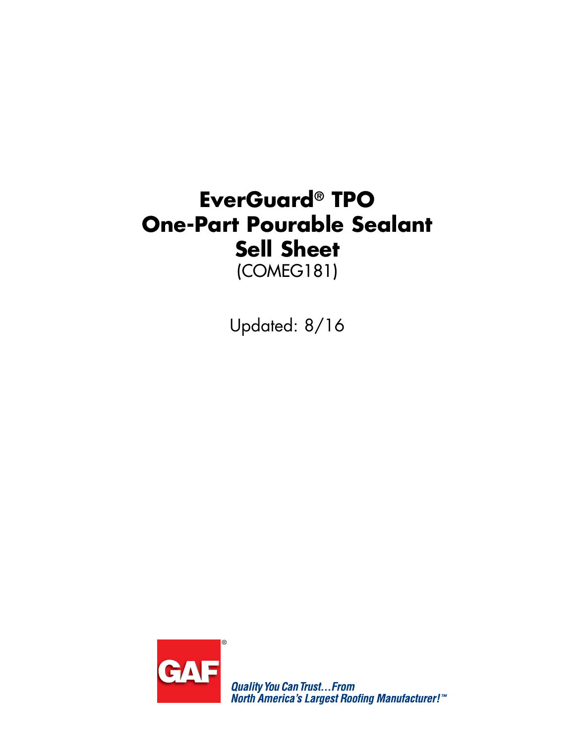# EverGuard® TPO One-Part Pourable Sealant Sell Sheet

(COMEG181)

Updated: 8/16

GAF®

*Quality You Can Trust…From North America's Largest Roofing Manufacturer!™*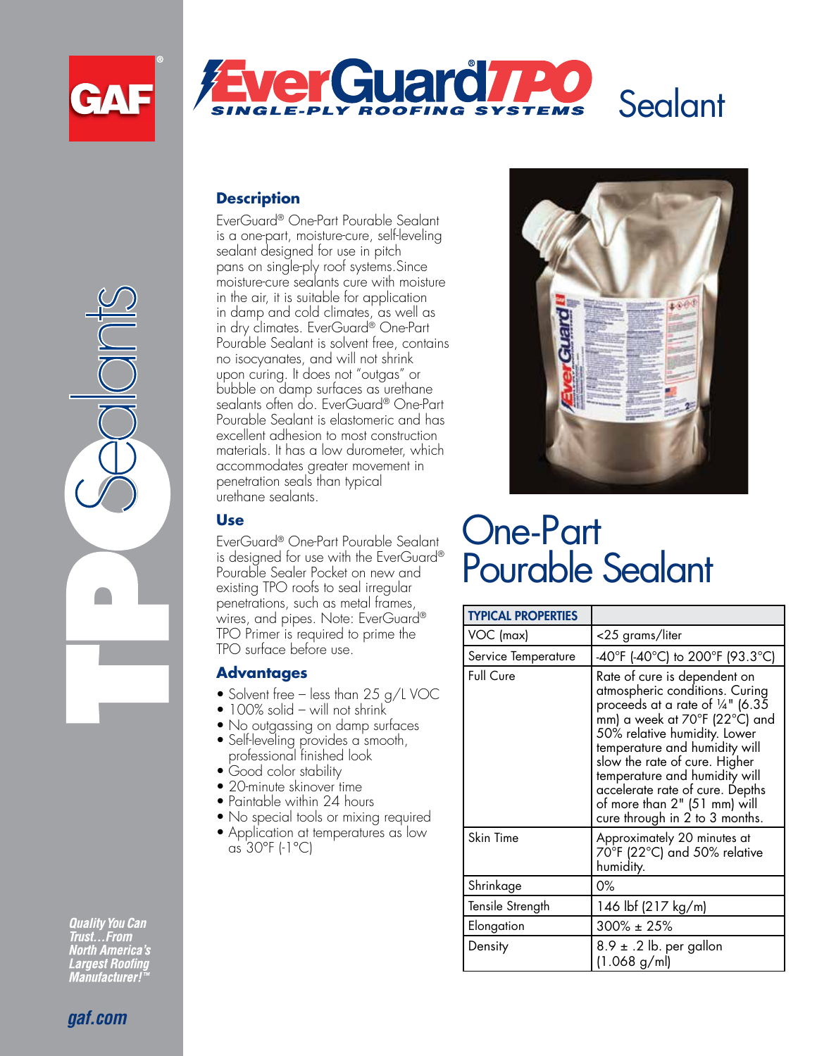# EverGuard TPO Single-Ply Roofing Systems Sealant

# One-Part Pourable Sealant

## Description

EverGuard® One-Part Pourable Sealant is a one-part, moisture-cure, self-leveling sealant designed for use in pitch pans on single-ply roof systems.Since moisture-cure sealants cure with moisture in the air, it is suitable for application in damp and cold climates, as well as in dry climates. EverGuard® One-Part Pourable Sealant is solvent free, contains no isocyanates, and will not shrink upon curing. It does not "outgas" or bubble on damp surfaces as urethane sealants often do. EverGuard® One-Part Pourable Sealant is elastomeric and has excellent adhesion to most construction materials. It has a low durometer, which accommodates greater movement in penetration seals than typical urethane sealants.

## Use

EverGuard® One-Part Pourable Sealant is designed for use with the EverGuard® Pourable Sealer Pocket on new and existing TPO roofs to seal irregular penetrations, such as metal frames, wires, and pipes. Note: EverGuard® TPO Primer is required to prime the TPO surface before use.

## Advantages

- Solvent free – less than 25 g/L VOC
- 100% solid – will not shrink
- No outgassing on damp surfaces
- Self-leveling provides a smooth, professional finished look
- Good color stability
- 20-minute skinover time
- Paintable within 24 hours
- No special tools or mixing required
- Application at temperatures as low as 30°F (-1°C)

| TYPICAL PROPERTIES | |
|---|---|
| VOC (max) | <25 grams/liter |
| Service Temperature | -40°F (-40°C) to 200°F (93.3°C) |
| Full Cure | Rate of cure is dependent on atmospheric conditions. Curing proceeds at a rate of ¼" (6.35 mm) a week at 70°F (22°C) and 50% relative humidity. Lower temperature and humidity will slow the rate of cure. Higher temperature and humidity will accelerate rate of cure. Depths of more than 2" (51 mm) will cure through in 2 to 3 months. |
| Skin Time | Approximately 20 minutes at 70°F (22°C) and 50% relative humidity. |
| Shrinkage | 0% |
| Tensile Strength | 146 lbf (217 kg/m) |
| Elongation | 300% ± 25% |
| Density | 8.9 ± .2 lb. per gallon (1.068 g/ml) |

*Quality You Can Trust…From North America's Largest Roofing Manufacturer!™*

gaf.com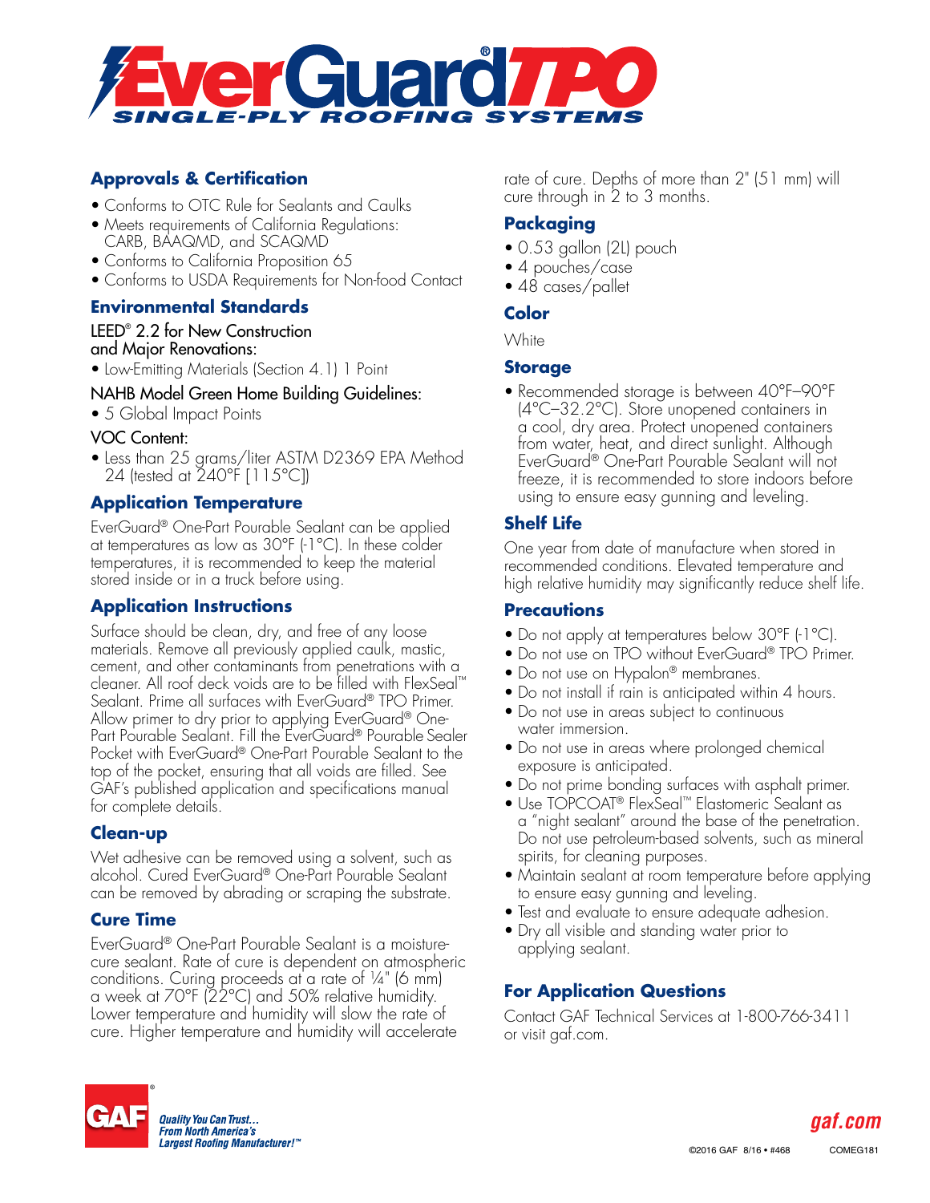# EverGuard® TPO

SINGLE-PLY ROOFING SYSTEMS

## Approvals & Certification

- Conforms to OTC Rule for Sealants and Caulks
- Meets requirements of California Regulations: CARB, BAAQMD, and SCAQMD
- Conforms to California Proposition 65
- Conforms to USDA Requirements for Non-food Contact

## Environmental Standards

LEED® 2.2 for New Construction and Major Renovations:

- Low-Emitting Materials (Section 4.1) 1 Point

NAHB Model Green Home Building Guidelines:

- 5 Global Impact Points

VOC Content:

- Less than 25 grams/liter ASTM D2369 EPA Method 24 (tested at 240°F [115°C])

## Application Temperature

EverGuard® One-Part Pourable Sealant can be applied at temperatures as low as 30°F (-1°C). In these colder temperatures, it is recommended to keep the material stored inside or in a truck before using.

## Application Instructions

Surface should be clean, dry, and free of any loose materials. Remove all previously applied caulk, mastic, cement, and other contaminants from penetrations with a cleaner. All roof deck voids are to be filled with FlexSeal™ Sealant. Prime all surfaces with EverGuard® TPO Primer. Allow primer to dry prior to applying EverGuard® One-Part Pourable Sealant. Fill the EverGuard® Pourable Sealer Pocket with EverGuard® One-Part Pourable Sealant to the top of the pocket, ensuring that all voids are filled. See GAF's published application and specifications manual for complete details.

## Clean-up

Wet adhesive can be removed using a solvent, such as alcohol. Cured EverGuard® One-Part Pourable Sealant can be removed by abrading or scraping the substrate.

## Cure Time

EverGuard® One-Part Pourable Sealant is a moisture-cure sealant. Rate of cure is dependent on atmospheric conditions. Curing proceeds at a rate of ¼" (6 mm) a week at 70°F (22°C) and 50% relative humidity. Lower temperature and humidity will slow the rate of cure. Higher temperature and humidity will accelerate rate of cure. Depths of more than 2" (51 mm) will cure through in 2 to 3 months.

## Packaging

- 0.53 gallon (2L) pouch
- 4 pouches/case
- 48 cases/pallet

## Color

White

## Storage

- Recommended storage is between 40°F–90°F (4°C–32.2°C). Store unopened containers in a cool, dry area. Protect unopened containers from water, heat, and direct sunlight. Although EverGuard® One-Part Pourable Sealant will not freeze, it is recommended to store indoors before using to ensure easy gunning and leveling.

## Shelf Life

One year from date of manufacture when stored in recommended conditions. Elevated temperature and high relative humidity may significantly reduce shelf life.

## Precautions

- Do not apply at temperatures below 30°F (-1°C).
- Do not use on TPO without EverGuard® TPO Primer.
- Do not use on Hypalon® membranes.
- Do not install if rain is anticipated within 4 hours.
- Do not use in areas subject to continuous water immersion.
- Do not use in areas where prolonged chemical exposure is anticipated.
- Do not prime bonding surfaces with asphalt primer.
- Use TOPCOAT® FlexSeal™ Elastomeric Sealant as a "night sealant" around the base of the penetration. Do not use petroleum-based solvents, such as mineral spirits, for cleaning purposes.
- Maintain sealant at room temperature before applying to ensure easy gunning and leveling.
- Test and evaluate to ensure adequate adhesion.
- Dry all visible and standing water prior to applying sealant.

## For Application Questions

Contact GAF Technical Services at 1-800-766-3411 or visit gaf.com.

GAF® *Quality You Can Trust... From North America's Largest Roofing Manufacturer!™*

gaf.com

©2016 GAF 8/16 • #468 COMEG181